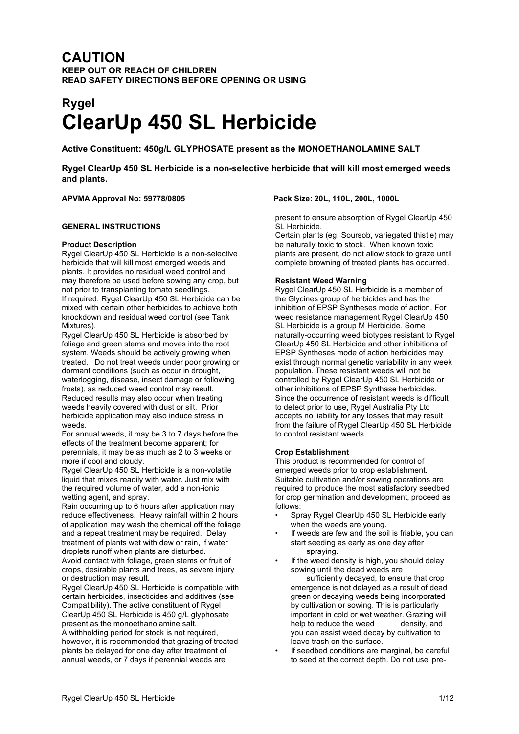# CAUTION

**KEEP OUT OR REACH OF CHILDREN**
**READ SAFETY DIRECTIONS BEFORE OPENING OR USING**

## Rygel
# ClearUp 450 SL Herbicide

**Active Constituent: 450g/L GLYPHOSATE present as the MONOETHANOLAMINE SALT**

**Rygel ClearUp 450 SL Herbicide is a non-selective herbicide that will kill most emerged weeds and plants.**

**APVMA Approval No: 59778/0805** **Pack Size: 20L, 110L, 200L, 1000L**

### GENERAL INSTRUCTIONS

**Product Description**

Rygel ClearUp 450 SL Herbicide is a non-selective herbicide that will kill most emerged weeds and plants. It provides no residual weed control and may therefore be used before sowing any crop, but not prior to transplanting tomato seedlings.

If required, Rygel ClearUp 450 SL Herbicide can be mixed with certain other herbicides to achieve both knockdown and residual weed control (see Tank Mixtures).

Rygel ClearUp 450 SL Herbicide is absorbed by foliage and green stems and moves into the root system. Weeds should be actively growing when treated. Do not treat weeds under poor growing or dormant conditions (such as occur in drought, waterlogging, disease, insect damage or following frosts), as reduced weed control may result. Reduced results may also occur when treating weeds heavily covered with dust or silt. Prior herbicide application may also induce stress in weeds.

For annual weeds, it may be 3 to 7 days before the effects of the treatment become apparent; for perennials, it may be as much as 2 to 3 weeks or more if cool and cloudy.

Rygel ClearUp 450 SL Herbicide is a non-volatile liquid that mixes readily with water. Just mix with the required volume of water, add a non-ionic wetting agent, and spray.

Rain occurring up to 6 hours after application may reduce effectiveness. Heavy rainfall within 2 hours of application may wash the chemical off the foliage and a repeat treatment may be required. Delay treatment of plants wet with dew or rain, if water droplets runoff when plants are disturbed.

Avoid contact with foliage, green stems or fruit of crops, desirable plants and trees, as severe injury or destruction may result.

Rygel ClearUp 450 SL Herbicide is compatible with certain herbicides, insecticides and additives (see Compatibility). The active constituent of Rygel ClearUp 450 SL Herbicide is 450 g/L glyphosate present as the monoethanolamine salt.

A withholding period for stock is not required, however, it is recommended that grazing of treated plants be delayed for one day after treatment of annual weeds, or 7 days if perennial weeds are present to ensure absorption of Rygel ClearUp 450 SL Herbicide.

Certain plants (eg. Soursob, variegated thistle) may be naturally toxic to stock. When known toxic plants are present, do not allow stock to graze until complete browning of treated plants has occurred.

**Resistant Weed Warning**

Rygel ClearUp 450 SL Herbicide is a member of the Glycines group of herbicides and has the inhibition of EPSP Syntheses mode of action. For weed resistance management Rygel ClearUp 450 SL Herbicide is a group M Herbicide. Some naturally-occurring weed biotypes resistant to Rygel ClearUp 450 SL Herbicide and other inhibitions of EPSP Syntheses mode of action herbicides may exist through normal genetic variability in any week population. These resistant weeds will not be controlled by Rygel ClearUp 450 SL Herbicide or other inhibitions of EPSP Synthase herbicides. Since the occurrence of resistant weeds is difficult to detect prior to use, Rygel Australia Pty Ltd accepts no liability for any losses that may result from the failure of Rygel ClearUp 450 SL Herbicide to control resistant weeds.

**Crop Establishment**

This product is recommended for control of emerged weeds prior to crop establishment. Suitable cultivation and/or sowing operations are required to produce the most satisfactory seedbed for crop germination and development, proceed as follows:

- Spray Rygel ClearUp 450 SL Herbicide early when the weeds are young.
- If weeds are few and the soil is friable, you can start seeding as early as one day after spraying.
- If the weed density is high, you should delay sowing until the dead weeds are sufficiently decayed, to ensure that crop emergence is not delayed as a result of dead green or decaying weeds being incorporated by cultivation or sowing. This is particularly important in cold or wet weather. Grazing will help to reduce the weed density, and you can assist weed decay by cultivation to leave trash on the surface.
- If seedbed conditions are marginal, be careful to seed at the correct depth. Do not use pre-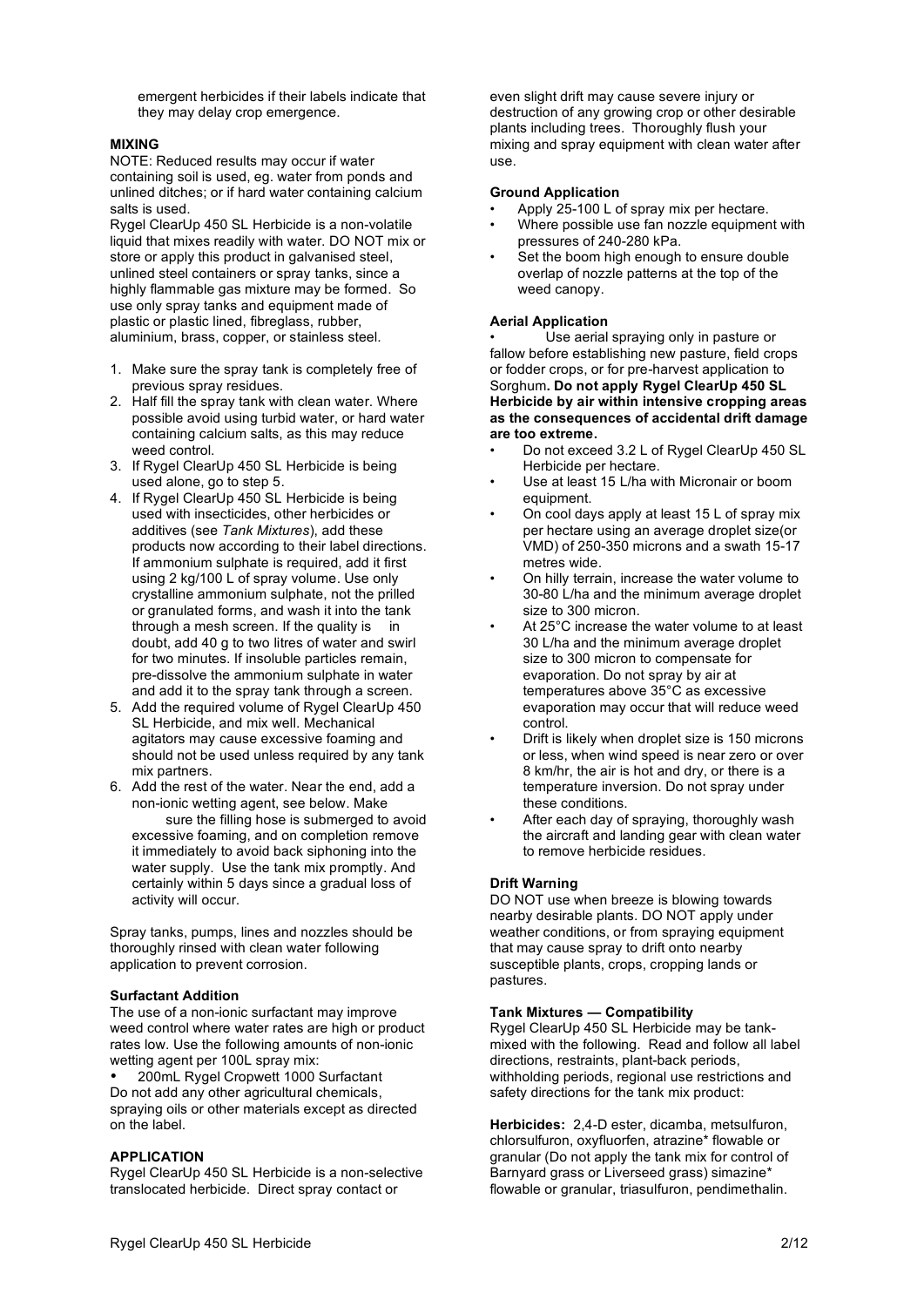emergent herbicides if their labels indicate that they may delay crop emergence.

**MIXING**

NOTE: Reduced results may occur if water containing soil is used, eg. water from ponds and unlined ditches; or if hard water containing calcium salts is used.

Rygel ClearUp 450 SL Herbicide is a non-volatile liquid that mixes readily with water. DO NOT mix or store or apply this product in galvanised steel, unlined steel containers or spray tanks, since a highly flammable gas mixture may be formed. So use only spray tanks and equipment made of plastic or plastic lined, fibreglass, rubber, aluminium, brass, copper, or stainless steel.

1. Make sure the spray tank is completely free of previous spray residues.
2. Half fill the spray tank with clean water. Where possible avoid using turbid water, or hard water containing calcium salts, as this may reduce weed control.
3. If Rygel ClearUp 450 SL Herbicide is being used alone, go to step 5.
4. If Rygel ClearUp 450 SL Herbicide is being used with insecticides, other herbicides or additives (see *Tank Mixtures*), add these products now according to their label directions. If ammonium sulphate is required, add it first using 2 kg/100 L of spray volume. Use only crystalline ammonium sulphate, not the prilled or granulated forms, and wash it into the tank through a mesh screen. If the quality is in doubt, add 40 g to two litres of water and swirl for two minutes. If insoluble particles remain, pre-dissolve the ammonium sulphate in water and add it to the spray tank through a screen.
5. Add the required volume of Rygel ClearUp 450 SL Herbicide, and mix well. Mechanical agitators may cause excessive foaming and should not be used unless required by any tank mix partners.
6. Add the rest of the water. Near the end, add a non-ionic wetting agent, see below. Make sure the filling hose is submerged to avoid excessive foaming, and on completion remove it immediately to avoid back siphoning into the water supply. Use the tank mix promptly. And certainly within 5 days since a gradual loss of activity will occur.

Spray tanks, pumps, lines and nozzles should be thoroughly rinsed with clean water following application to prevent corrosion.

**Surfactant Addition**

The use of a non-ionic surfactant may improve weed control where water rates are high or product rates low. Use the following amounts of non-ionic wetting agent per 100L spray mix:

- 200mL Rygel Cropwett 1000 Surfactant

Do not add any other agricultural chemicals, spraying oils or other materials except as directed on the label.

**APPLICATION**

Rygel ClearUp 450 SL Herbicide is a non-selective translocated herbicide. Direct spray contact or even slight drift may cause severe injury or destruction of any growing crop or other desirable plants including trees. Thoroughly flush your mixing and spray equipment with clean water after use.

**Ground Application**

- Apply 25-100 L of spray mix per hectare.
- Where possible use fan nozzle equipment with pressures of 240-280 kPa.
- Set the boom high enough to ensure double overlap of nozzle patterns at the top of the weed canopy.

**Aerial Application**

- Use aerial spraying only in pasture or fallow before establishing new pasture, field crops or fodder crops, or for pre-harvest application to Sorghum. **Do not apply Rygel ClearUp 450 SL Herbicide by air within intensive cropping areas as the consequences of accidental drift damage are too extreme.**
- Do not exceed 3.2 L of Rygel ClearUp 450 SL Herbicide per hectare.
- Use at least 15 L/ha with Micronair or boom equipment.
- On cool days apply at least 15 L of spray mix per hectare using an average droplet size(or VMD) of 250-350 microns and a swath 15-17 metres wide.
- On hilly terrain, increase the water volume to 30-80 L/ha and the minimum average droplet size to 300 micron.
- At 25°C increase the water volume to at least 30 L/ha and the minimum average droplet size to 300 micron to compensate for evaporation. Do not spray by air at temperatures above 35°C as excessive evaporation may occur that will reduce weed control.
- Drift is likely when droplet size is 150 microns or less, when wind speed is near zero or over 8 km/hr, the air is hot and dry, or there is a temperature inversion. Do not spray under these conditions.
- After each day of spraying, thoroughly wash the aircraft and landing gear with clean water to remove herbicide residues.

**Drift Warning**

DO NOT use when breeze is blowing towards nearby desirable plants. DO NOT apply under weather conditions, or from spraying equipment that may cause spray to drift onto nearby susceptible plants, crops, cropping lands or pastures.

**Tank Mixtures — Compatibility**

Rygel ClearUp 450 SL Herbicide may be tank-mixed with the following. Read and follow all label directions, restraints, plant-back periods, withholding periods, regional use restrictions and safety directions for the tank mix product:

**Herbicides:** 2,4-D ester, dicamba, metsulfuron, chlorsulfuron, oxyfluorfen, atrazine* flowable or granular (Do not apply the tank mix for control of Barnyard grass or Liverseed grass) simazine* flowable or granular, triasulfuron, pendimethalin.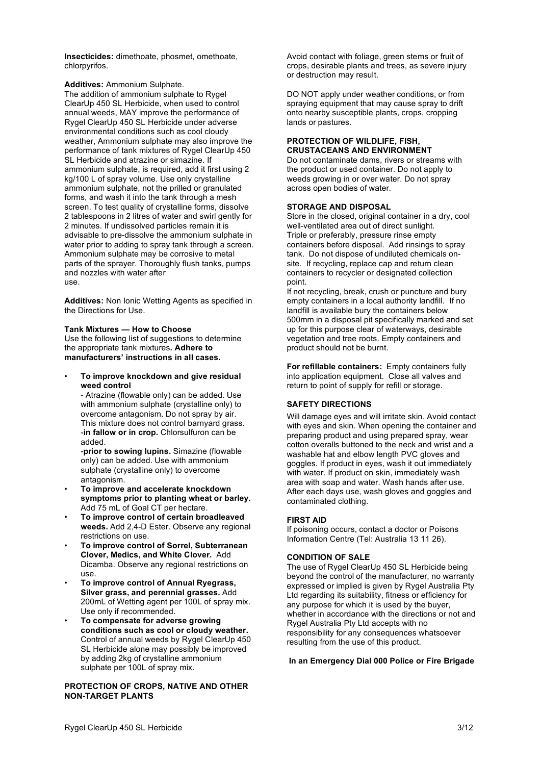**Insecticides:** dimethoate, phosmet, omethoate, chlorpyrifos.

**Additives:** Ammonium Sulphate.

The addition of ammonium sulphate to Rygel ClearUp 450 SL Herbicide, when used to control annual weeds, MAY improve the performance of Rygel ClearUp 450 SL Herbicide under adverse environmental conditions such as cool cloudy weather, Ammonium sulphate may also improve the performance of tank mixtures of Rygel ClearUp 450 SL Herbicide and atrazine or simazine. If ammonium sulphate, is required, add it first using 2 kg/100 L of spray volume. Use only crystalline ammonium sulphate, not the prilled or granulated forms, and wash it into the tank through a mesh screen. To test quality of crystalline forms, dissolve 2 tablespoons in 2 litres of water and swirl gently for 2 minutes. If undissolved particles remain it is advisable to pre-dissolve the ammonium sulphate in water prior to adding to spray tank through a screen. Ammonium sulphate may be corrosive to metal parts of the sprayer. Thoroughly flush tanks, pumps and nozzles with water after use.

**Additives:** Non Ionic Wetting Agents as specified in the Directions for Use.

**Tank Mixtures — How to Choose**

Use the following list of suggestions to determine the appropriate tank mixtures**. Adhere to manufacturers' instructions in all cases.**

- **To improve knockdown and give residual weed control**
  - Atrazine (flowable only) can be added. Use with ammonium sulphate (crystalline only) to overcome antagonism. Do not spray by air. This mixture does not control barnyard grass.
  - **in fallow or in crop.** Chlorsulfuron can be added.
  - **prior to sowing lupins.** Simazine (flowable only) can be added. Use with ammonium sulphate (crystalline only) to overcome antagonism.
- **To improve and accelerate knockdown symptoms prior to planting wheat or barley.** Add 75 mL of Goal CT per hectare.
- **To improve control of certain broadleaved weeds.** Add 2,4-D Ester. Observe any regional restrictions on use.
- **To improve control of Sorrel, Subterranean Clover, Medics, and White Clover.** Add Dicamba. Observe any regional restrictions on use.
- **To improve control of Annual Ryegrass, Silver grass, and perennial grasses.** Add 200mL of Wetting agent per 100L of spray mix. Use only if recommended.
- **To compensate for adverse growing conditions such as cool or cloudy weather.** Control of annual weeds by Rygel ClearUp 450 SL Herbicide alone may possibly be improved by adding 2kg of crystalline ammonium sulphate per 100L of spray mix.

**PROTECTION OF CROPS, NATIVE AND OTHER NON-TARGET PLANTS**

Avoid contact with foliage, green stems or fruit of crops, desirable plants and trees, as severe injury or destruction may result.

DO NOT apply under weather conditions, or from spraying equipment that may cause spray to drift onto nearby susceptible plants, crops, cropping lands or pastures.

**PROTECTION OF WILDLIFE, FISH, CRUSTACEANS AND ENVIRONMENT**

Do not contaminate dams, rivers or streams with the product or used container. Do not apply to weeds growing in or over water. Do not spray across open bodies of water.

**STORAGE AND DISPOSAL**

Store in the closed, original container in a dry, cool well-ventilated area out of direct sunlight.

Triple or preferably, pressure rinse empty containers before disposal. Add rinsings to spray tank. Do not dispose of undiluted chemicals on-site. If recycling, replace cap and return clean containers to recycler or designated collection point.

If not recycling, break, crush or puncture and bury empty containers in a local authority landfill. If no landfill is available bury the containers below 500mm in a disposal pit specifically marked and set up for this purpose clear of waterways, desirable vegetation and tree roots. Empty containers and product should not be burnt.

**For refillable containers:** Empty containers fully into application equipment. Close all valves and return to point of supply for refill or storage.

**SAFETY DIRECTIONS**

Will damage eyes and will irritate skin. Avoid contact with eyes and skin. When opening the container and preparing product and using prepared spray, wear cotton overalls buttoned to the neck and wrist and a washable hat and elbow length PVC gloves and goggles. If product in eyes, wash it out immediately with water. If product on skin, immediately wash area with soap and water. Wash hands after use. After each days use, wash gloves and goggles and contaminated clothing.

**FIRST AID**

If poisoning occurs, contact a doctor or Poisons Information Centre (Tel: Australia 13 11 26).

**CONDITION OF SALE**

The use of Rygel ClearUp 450 SL Herbicide being beyond the control of the manufacturer, no warranty expressed or implied is given by Rygel Australia Pty Ltd regarding its suitability, fitness or efficiency for any purpose for which it is used by the buyer, whether in accordance with the directions or not and Rygel Australia Pty Ltd accepts with no responsibility for any consequences whatsoever resulting from the use of this product.

**In an Emergency Dial 000 Police or Fire Brigade**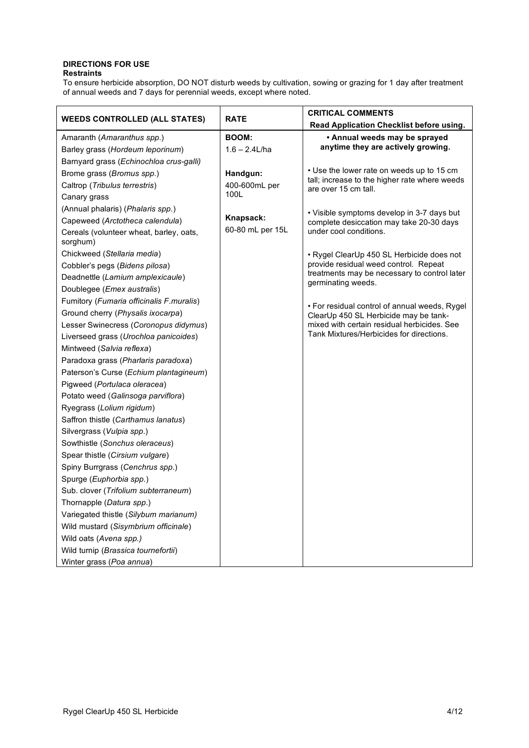## DIRECTIONS FOR USE

### Restraints

To ensure herbicide absorption, DO NOT disturb weeds by cultivation, sowing or grazing for 1 day after treatment of annual weeds and 7 days for perennial weeds, except where noted.

| WEEDS CONTROLLED (ALL STATES) | RATE | CRITICAL COMMENTS<br>Read Application Checklist before using. |
|---|---|---|
| Amaranth (*Amaranthus spp.*)<br>Barley grass (*Hordeum leporinum*)<br>Barnyard grass (*Echinochloa crus-galli*)<br>Brome grass (*Bromus spp.*)<br>Caltrop (*Tribulus terrestris*)<br>Canary grass<br>(Annual phalaris) (*Phalaris spp.*)<br>Capeweed (*Arctotheca calendula*)<br>Cereals (volunteer wheat, barley, oats, sorghum)<br>Chickweed (*Stellaria media*)<br>Cobbler's pegs (*Bidens pilosa*)<br>Deadnettle (*Lamium amplexicaule*)<br>Doublegee (*Emex australis*)<br>Fumitory (*Fumaria officinalis F.muralis*)<br>Ground cherry (*Physalis ixocarpa*)<br>Lesser Swinecress (*Coronopus didymus*)<br>Liverseed grass (*Urochloa panicoides*)<br>Mintweed (*Salvia reflexa*)<br>Paradoxa grass (*Pharlaris paradoxa*)<br>Paterson's Curse (*Echium plantagineum*)<br>Pigweed (*Portulaca oleracea*)<br>Potato weed (*Galinsoga parviflora*)<br>Ryegrass (*Lolium rigidum*)<br>Saffron thistle (*Carthamus lanatus*)<br>Silvergrass (*Vulpia spp.*)<br>Sowthistle (*Sonchus oleraceus*)<br>Spear thistle (*Cirsium vulgare*)<br>Spiny Burrgrass (*Cenchrus spp.*)<br>Spurge (*Euphorbia spp.*)<br>Sub. clover (*Trifolium subterraneum*)<br>Thornapple (*Datura spp.*)<br>Variegated thistle (*Silybum marianum*)<br>Wild mustard (*Sisymbrium officinale*)<br>Wild oats (*Avena spp.*)<br>Wild turnip (*Brassica tournefortii*)<br>Winter grass (*Poa annua*) | **BOOM:**<br>1.6 – 2.4L/ha<br><br>**Handgun:**<br>400-600mL per 100L<br><br>**Knapsack:**<br>60-80 mL per 15L | **• Annual weeds may be sprayed anytime they are actively growing.**<br><br>• Use the lower rate on weeds up to 15 cm tall; increase to the higher rate where weeds are over 15 cm tall.<br><br>• Visible symptoms develop in 3-7 days but complete desiccation may take 20-30 days under cool conditions.<br><br>• Rygel ClearUp 450 SL Herbicide does not provide residual weed control. Repeat treatments may be necessary to control later germinating weeds.<br><br>• For residual control of annual weeds, Rygel ClearUp 450 SL Herbicide may be tank-mixed with certain residual herbicides. See Tank Mixtures/Herbicides for directions. |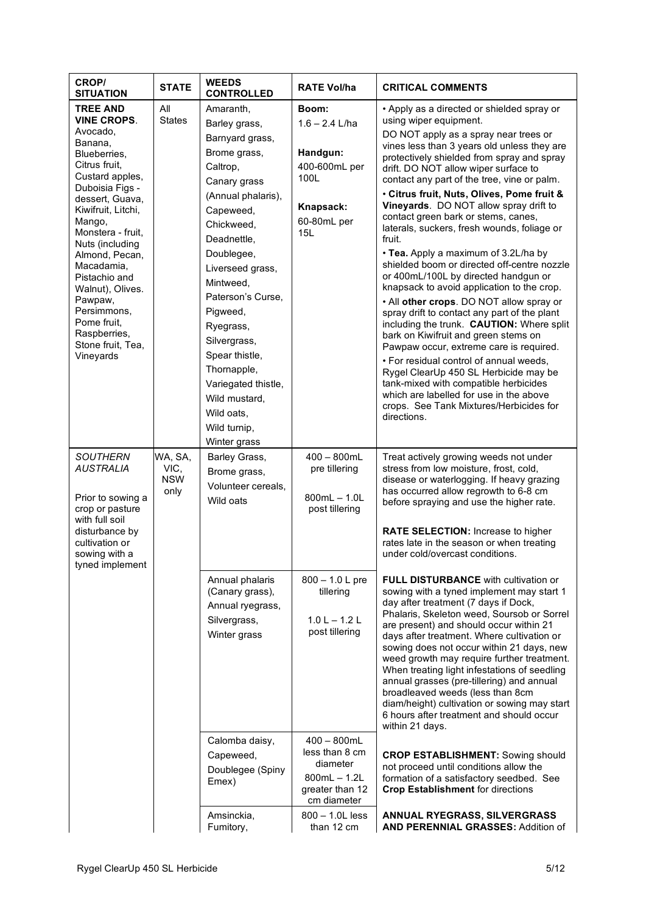| CROP/ SITUATION | STATE | WEEDS CONTROLLED | RATE Vol/ha | CRITICAL COMMENTS |
|---|---|---|---|---|
| **TREE AND VINE CROPS**. Avocado, Banana, Blueberries, Citrus fruit, Custard apples, Duboisia Figs - dessert, Guava, Kiwifruit, Litchi, Mango, Monstera - fruit, Nuts (including Almond, Pecan, Macadamia, Pistachio and Walnut), Olives. Pawpaw, Persimmons, Pome fruit, Raspberries, Stone fruit, Tea, Vineyards | All States | Amaranth, Barley grass, Barnyard grass, Brome grass, Caltrop, Canary grass (Annual phalaris), Capeweed, Chickweed, Deadnettle, Doublegee, Liverseed grass, Mintweed, Paterson's Curse, Pigweed, Ryegrass, Silvergrass, Spear thistle, Thornapple, Variegated thistle, Wild mustard, Wild oats, Wild turnip, Winter grass | **Boom:** 1.6 – 2.4 L/ha<br><br>**Handgun:** 400-600mL per 100L<br><br>**Knapsack:** 60-80mL per 15L | • Apply as a directed or shielded spray or using wiper equipment.<br>DO NOT apply as a spray near trees or vines less than 3 years old unless they are protectively shielded from spray and spray drift. DO NOT allow wiper surface to contact any part of the tree, vine or palm.<br>• **Citrus fruit, Nuts, Olives, Pome fruit & Vineyards**. DO NOT allow spray drift to contact green bark or stems, canes, laterals, suckers, fresh wounds, foliage or fruit.<br>• **Tea.** Apply a maximum of 3.2L/ha by shielded boom or directed off-centre nozzle or 400mL/100L by directed handgun or knapsack to avoid application to the crop.<br>• All **other crops**. DO NOT allow spray or spray drift to contact any part of the plant including the trunk. **CAUTION:** Where split bark on Kiwifruit and green stems on Pawpaw occur, extreme care is required.<br>• For residual control of annual weeds, Rygel ClearUp 450 SL Herbicide may be tank-mixed with compatible herbicides which are labelled for use in the above crops. See Tank Mixtures/Herbicides for directions. |
| *SOUTHERN AUSTRALIA*<br><br>Prior to sowing a crop or pasture with full soil disturbance by cultivation or sowing with a tyned implement | WA, SA, VIC, NSW only | Barley Grass, Brome grass, Volunteer cereals, Wild oats | 400 – 800mL pre tillering<br><br>800mL – 1.0L post tillering | Treat actively growing weeds not under stress from low moisture, frost, cold, disease or waterlogging. If heavy grazing has occurred allow regrowth to 6-8 cm before spraying and use the higher rate.<br><br>**RATE SELECTION:** Increase to higher rates late in the season or when treating under cold/overcast conditions. |
| | | Annual phalaris (Canary grass), Annual ryegrass, Silvergrass, Winter grass | 800 – 1.0 L pre tillering<br><br>1.0 L – 1.2 L post tillering | **FULL DISTURBANCE** with cultivation or sowing with a tyned implement may start 1 day after treatment (7 days if Dock, Phalaris, Skeleton weed, Soursob or Sorrel are present) and should occur within 21 days after treatment. Where cultivation or sowing does not occur within 21 days, new weed growth may require further treatment. When treating light infestations of seedling annual grasses (pre-tillering) and annual broadleaved weeds (less than 8cm diam/height) cultivation or sowing may start 6 hours after treatment and should occur within 21 days. |
| | | Calomba daisy, Capeweed, Doublegee (Spiny Emex) | 400 – 800mL less than 8 cm diameter<br>800mL – 1.2L greater than 12 cm diameter | **CROP ESTABLISHMENT:** Sowing should not proceed until conditions allow the formation of a satisfactory seedbed. See **Crop Establishment** for directions |
| | | Amsinckia, Fumitory, | 800 – 1.0L less than 12 cm | **ANNUAL RYEGRASS, SILVERGRASS AND PERENNIAL GRASSES:** Addition of |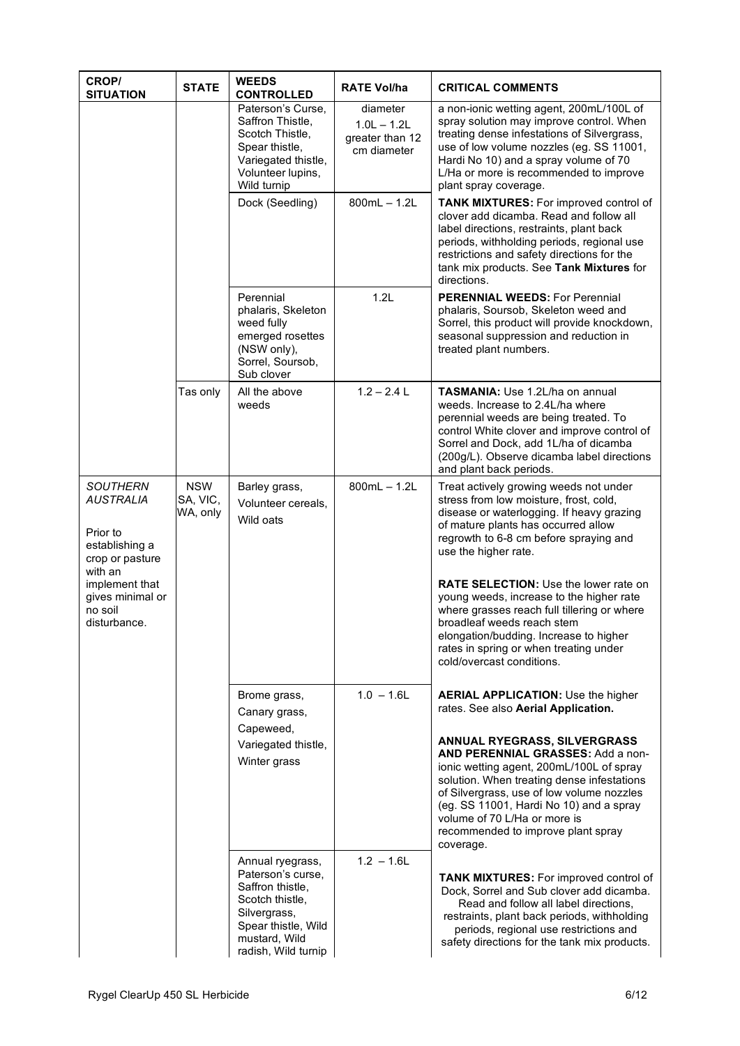| CROP/ SITUATION | STATE | WEEDS CONTROLLED | RATE Vol/ha | CRITICAL COMMENTS |
|---|---|---|---|---|
| | | Paterson's Curse, Saffron Thistle, Scotch Thistle, Spear thistle, Variegated thistle, Volunteer lupins, Wild turnip | diameter 1.0L – 1.2L greater than 12 cm diameter | a non-ionic wetting agent, 200mL/100L of spray solution may improve control. When treating dense infestations of Silvergrass, use of low volume nozzles (eg. SS 11001, Hardi No 10) and a spray volume of 70 L/Ha or more is recommended to improve plant spray coverage. |
| | | Dock (Seedling) | 800mL – 1.2L | **TANK MIXTURES:** For improved control of clover add dicamba. Read and follow all label directions, restraints, plant back periods, withholding periods, regional use restrictions and safety directions for the tank mix products. See **Tank Mixtures** for directions. |
| | | Perennial phalaris, Skeleton weed fully emerged rosettes (NSW only), Sorrel, Soursob, Sub clover | 1.2L | **PERENNIAL WEEDS:** For Perennial phalaris, Soursob, Skeleton weed and Sorrel, this product will provide knockdown, seasonal suppression and reduction in treated plant numbers. |
| | Tas only | All the above weeds | 1.2 – 2.4 L | **TASMANIA:** Use 1.2L/ha on annual weeds. Increase to 2.4L/ha where perennial weeds are being treated. To control White clover and improve control of Sorrel and Dock, add 1L/ha of dicamba (200g/L). Observe dicamba label directions and plant back periods. |
| *SOUTHERN AUSTRALIA* Prior to establishing a crop or pasture with an implement that gives minimal or no soil disturbance. | NSW SA, VIC, WA, only | Barley grass, Volunteer cereals, Wild oats | 800mL – 1.2L | Treat actively growing weeds not under stress from low moisture, frost, cold, disease or waterlogging. If heavy grazing of mature plants has occurred allow regrowth to 6-8 cm before spraying and use the higher rate. **RATE SELECTION:** Use the lower rate on young weeds, increase to the higher rate where grasses reach full tillering or where broadleaf weeds reach stem elongation/budding. Increase to higher rates in spring or when treating under cold/overcast conditions. |
| | | Brome grass, Canary grass, Capeweed, Variegated thistle, Winter grass | 1.0 – 1.6L | **AERIAL APPLICATION:** Use the higher rates. See also **Aerial Application.** **ANNUAL RYEGRASS, SILVERGRASS AND PERENNIAL GRASSES:** Add a non-ionic wetting agent, 200mL/100L of spray solution. When treating dense infestations of Silvergrass, use of low volume nozzles (eg. SS 11001, Hardi No 10) and a spray volume of 70 L/Ha or more is recommended to improve plant spray coverage. |
| | | Annual ryegrass, Paterson's curse, Saffron thistle, Scotch thistle, Silvergrass, Spear thistle, Wild mustard, Wild radish, Wild turnip | 1.2 – 1.6L | **TANK MIXTURES:** For improved control of Dock, Sorrel and Sub clover add dicamba. Read and follow all label directions, restraints, plant back periods, withholding periods, regional use restrictions and safety directions for the tank mix products. |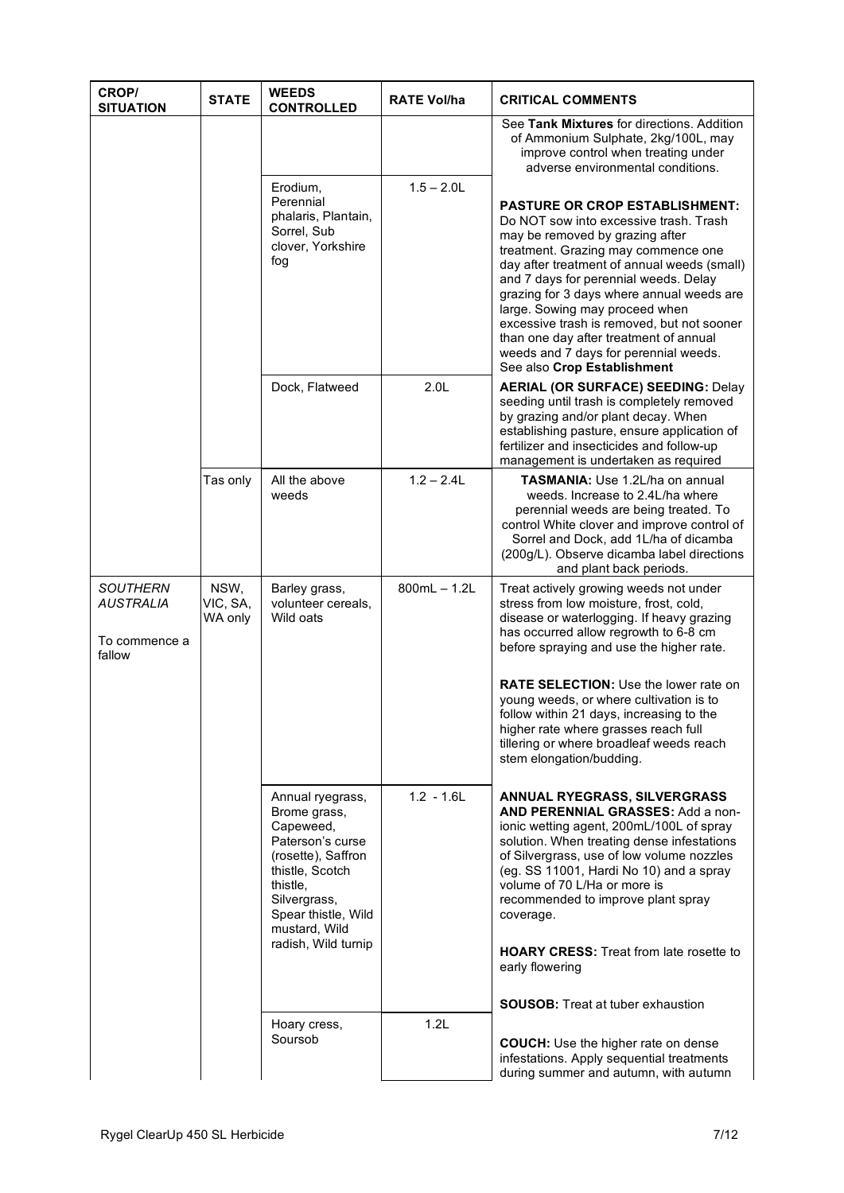| CROP/ SITUATION | STATE | WEEDS CONTROLLED | RATE Vol/ha | CRITICAL COMMENTS |
|---|---|---|---|---|
| | | | | See **Tank Mixtures** for directions. Addition of Ammonium Sulphate, 2kg/100L, may improve control when treating under adverse environmental conditions. |
| | | Erodium, Perennial phalaris, Plantain, Sorrel, Sub clover, Yorkshire fog | 1.5 – 2.0L | **PASTURE OR CROP ESTABLISHMENT:** Do NOT sow into excessive trash. Trash may be removed by grazing after treatment. Grazing may commence one day after treatment of annual weeds (small) and 7 days for perennial weeds. Delay grazing for 3 days where annual weeds are large. Sowing may proceed when excessive trash is removed, but not sooner than one day after treatment of annual weeds and 7 days for perennial weeds. See also **Crop Establishment** |
| | | Dock, Flatweed | 2.0L | **AERIAL (OR SURFACE) SEEDING:** Delay seeding until trash is completely removed by grazing and/or plant decay. When establishing pasture, ensure application of fertilizer and insecticides and follow-up management is undertaken as required |
| | Tas only | All the above weeds | 1.2 – 2.4L | **TASMANIA:** Use 1.2L/ha on annual weeds. Increase to 2.4L/ha where perennial weeds are being treated. To control White clover and improve control of Sorrel and Dock, add 1L/ha of dicamba (200g/L). Observe dicamba label directions and plant back periods. |
| *SOUTHERN AUSTRALIA* To commence a fallow | NSW, VIC, SA, WA only | Barley grass, volunteer cereals, Wild oats | 800mL – 1.2L | Treat actively growing weeds not under stress from low moisture, frost, cold, disease or waterlogging. If heavy grazing has occurred allow regrowth to 6-8 cm before spraying and use the higher rate. **RATE SELECTION:** Use the lower rate on young weeds, or where cultivation is to follow within 21 days, increasing to the higher rate where grasses reach full tillering or where broadleaf weeds reach stem elongation/budding. |
| | | Annual ryegrass, Brome grass, Capeweed, Paterson's curse (rosette), Saffron thistle, Scotch thistle, Silvergrass, Spear thistle, Wild mustard, Wild radish, Wild turnip | 1.2 - 1.6L | **ANNUAL RYEGRASS, SILVERGRASS AND PERENNIAL GRASSES:** Add a non-ionic wetting agent, 200mL/100L of spray solution. When treating dense infestations of Silvergrass, use of low volume nozzles (eg. SS 11001, Hardi No 10) and a spray volume of 70 L/Ha or more is recommended to improve plant spray coverage. **HOARY CRESS:** Treat from late rosette to early flowering **SOUSOB:** Treat at tuber exhaustion |
| | | Hoary cress, Soursob | 1.2L | **COUCH:** Use the higher rate on dense infestations. Apply sequential treatments during summer and autumn, with autumn |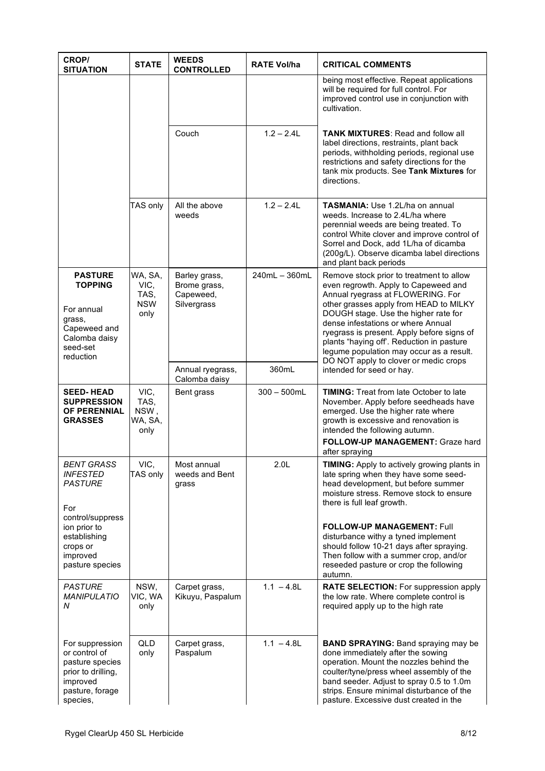| CROP/ SITUATION | STATE | WEEDS CONTROLLED | RATE Vol/ha | CRITICAL COMMENTS |
|---|---|---|---|---|
| | | | | being most effective. Repeat applications will be required for full control. For improved control use in conjunction with cultivation. |
| | | Couch | 1.2 – 2.4L | **TANK MIXTURES**: Read and follow all label directions, restraints, plant back periods, withholding periods, regional use restrictions and safety directions for the tank mix products. See **Tank Mixtures** for directions. |
| | TAS only | All the above weeds | 1.2 – 2.4L | **TASMANIA:** Use 1.2L/ha on annual weeds. Increase to 2.4L/ha where perennial weeds are being treated. To control White clover and improve control of Sorrel and Dock, add 1L/ha of dicamba (200g/L). Observe dicamba label directions and plant back periods |
| **PASTURE TOPPING** For annual grass, Capeweed and Calomba daisy seed-set reduction | WA, SA, VIC, TAS, NSW only | Barley grass, Brome grass, Capeweed, Silvergrass | 240mL – 360mL | Remove stock prior to treatment to allow even regrowth. Apply to Capeweed and Annual ryegrass at FLOWERING. For other grasses apply from HEAD to MILKY DOUGH stage. Use the higher rate for dense infestations or where Annual ryegrass is present. Apply before signs of plants "haying off'. Reduction in pasture legume population may occur as a result. DO NOT apply to clover or medic crops intended for seed or hay. |
| | | Annual ryegrass, Calomba daisy | 360mL | |
| **SEED- HEAD SUPPRESSION OF PERENNIAL GRASSES** | VIC, TAS, NSW , WA, SA, only | Bent grass | 300 – 500mL | **TIMING:** Treat from late October to late November. Apply before seedheads have emerged. Use the higher rate where growth is excessive and renovation is intended the following autumn. **FOLLOW-UP MANAGEMENT:** Graze hard after spraying |
| *BENT GRASS INFESTED PASTURE* For control/suppression prior to establishing crops or improved pasture species | VIC, TAS only | Most annual weeds and Bent grass | 2.0L | **TIMING:** Apply to actively growing plants in late spring when they have some seed-head development, but before summer moisture stress. Remove stock to ensure there is full leaf growth. **FOLLOW-UP MANAGEMENT:** Full disturbance withy a tyned implement should follow 10-21 days after spraying. Then follow with a summer crop, and/or reseeded pasture or crop the following autumn. |
| *PASTURE MANIPULATION* | NSW, VIC, WA only | Carpet grass, Kikuyu, Paspalum | 1.1 – 4.8L | **RATE SELECTION:** For suppression apply the low rate. Where complete control is required apply up to the high rate |
| For suppression or control of pasture species prior to drilling, improved pasture, forage species, | QLD only | Carpet grass, Paspalum | 1.1 – 4.8L | **BAND SPRAYING:** Band spraying may be done immediately after the sowing operation. Mount the nozzles behind the coulter/tyne/press wheel assembly of the band seeder. Adjust to spray 0.5 to 1.0m strips. Ensure minimal disturbance of the pasture. Excessive dust created in the |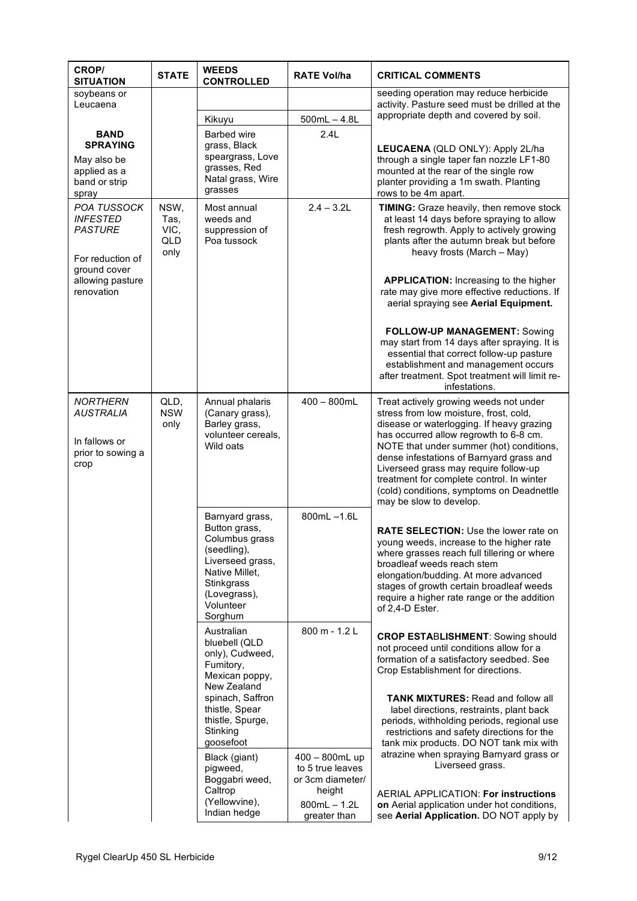| CROP/ SITUATION | STATE | WEEDS CONTROLLED | RATE Vol/ha | CRITICAL COMMENTS |
|---|---|---|---|---|
| soybeans or Leucaena | | | | seeding operation may reduce herbicide activity. Pasture seed must be drilled at the appropriate depth and covered by soil. |
| | | Kikuyu | 500mL – 4.8L | |
| **BAND SPRAYING**<br>May also be applied as a band or strip spray | | Barbed wire grass, Black speargrass, Love grasses, Red Natal grass, Wire grasses | 2.4L | **LEUCAENA** (QLD ONLY): Apply 2L/ha through a single taper fan nozzle LF1-80 mounted at the rear of the single row planter providing a 1m swath. Planting rows to be 4m apart. |
| *POA TUSSOCK INFESTED PASTURE*<br><br>For reduction of ground cover allowing pasture renovation | NSW, Tas, VIC, QLD only | Most annual weeds and suppression of Poa tussock | 2.4 – 3.2L | **TIMING:** Graze heavily, then remove stock at least 14 days before spraying to allow fresh regrowth. Apply to actively growing plants after the autumn break but before heavy frosts (March – May)<br><br>**APPLICATION:** Increasing to the higher rate may give more effective reductions. If aerial spraying see **Aerial Equipment.**<br><br>**FOLLOW-UP MANAGEMENT:** Sowing may start from 14 days after spraying. It is essential that correct follow-up pasture establishment and management occurs after treatment. Spot treatment will limit re-infestations. |
| *NORTHERN AUSTRALIA*<br><br>In fallows or prior to sowing a crop | QLD, NSW only | Annual phalaris (Canary grass), Barley grass, volunteer cereals, Wild oats | 400 – 800mL | Treat actively growing weeds not under stress from low moisture, frost, cold, disease or waterlogging. If heavy grazing has occurred allow regrowth to 6-8 cm. NOTE that under summer (hot) conditions, dense infestations of Barnyard grass and Liverseed grass may require follow-up treatment for complete control. In winter (cold) conditions, symptoms on Deadnettle may be slow to develop. |
| | | Barnyard grass, Button grass, Columbus grass (seedling), Liverseed grass, Native Millet, Stinkgrass (Lovegrass), Volunteer Sorghum | 800mL –1.6L | **RATE SELECTION:** Use the lower rate on young weeds, increase to the higher rate where grasses reach full tillering or where broadleaf weeds reach stem elongation/budding. At more advanced stages of growth certain broadleaf weeds require a higher rate range or the addition of 2,4-D Ester. |
| | | Australian bluebell (QLD only), Cudweed, Fumitory, Mexican poppy, New Zealand spinach, Saffron thistle, Spear thistle, Spurge, Stinking goosefoot | 800 m - 1.2 L | **CROP ESTABLISHMENT**: Sowing should not proceed until conditions allow for a formation of a satisfactory seedbed. See Crop Establishment for directions.<br><br>**TANK MIXTURES:** Read and follow all label directions, restraints, plant back periods, withholding periods, regional use restrictions and safety directions for the tank mix products. DO NOT tank mix with atrazine when spraying Barnyard grass or Liverseed grass. |
| | | Black (giant) pigweed, Boggabri weed, Caltrop (Yellowvine), Indian hedge | 400 – 800mL up to 5 true leaves or 3cm diameter/ height<br>800mL – 1.2L greater than | AERIAL APPLICATION: **For instructions on** Aerial application under hot conditions, see **Aerial Application.** DO NOT apply by |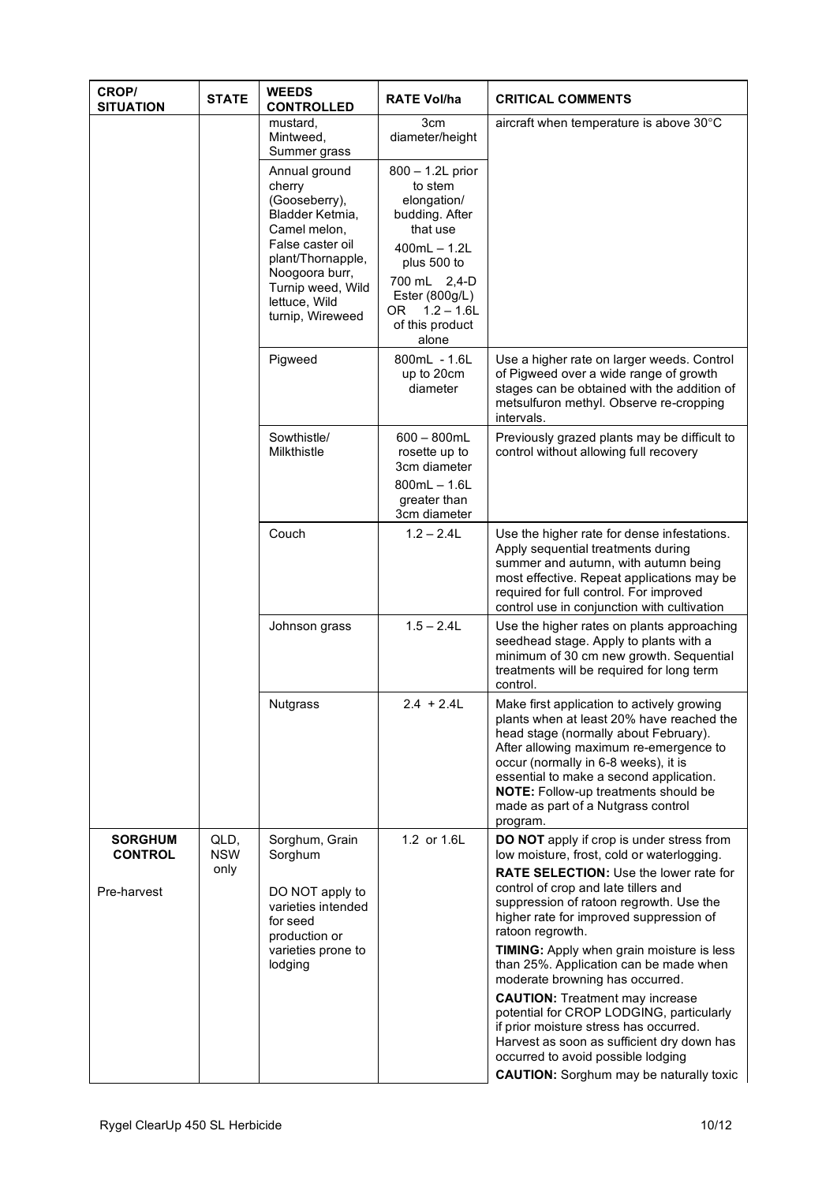| CROP/ SITUATION | STATE | WEEDS CONTROLLED | RATE Vol/ha | CRITICAL COMMENTS |
|---|---|---|---|---|
| | | mustard, Mintweed, Summer grass | 3cm diameter/height | aircraft when temperature is above 30°C |
| | | Annual ground cherry (Gooseberry), Bladder Ketmia, Camel melon, False caster oil plant/Thornapple, Noogoora burr, Turnip weed, Wild lettuce, Wild turnip, Wireweed | 800 – 1.2L prior to stem elongation/ budding. After that use 400mL – 1.2L plus 500 to 700 mL 2,4-D Ester (800g/L) OR 1.2 – 1.6L of this product alone | |
| | | Pigweed | 800mL - 1.6L up to 20cm diameter | Use a higher rate on larger weeds. Control of Pigweed over a wide range of growth stages can be obtained with the addition of metsulfuron methyl. Observe re-cropping intervals. |
| | | Sowthistle/ Milkthistle | 600 – 800mL rosette up to 3cm diameter<br>800mL – 1.6L greater than 3cm diameter | Previously grazed plants may be difficult to control without allowing full recovery |
| | | Couch | 1.2 – 2.4L | Use the higher rate for dense infestations. Apply sequential treatments during summer and autumn, with autumn being most effective. Repeat applications may be required for full control. For improved control use in conjunction with cultivation |
| | | Johnson grass | 1.5 – 2.4L | Use the higher rates on plants approaching seedhead stage. Apply to plants with a minimum of 30 cm new growth. Sequential treatments will be required for long term control. |
| | | Nutgrass | 2.4 + 2.4L | Make first application to actively growing plants when at least 20% have reached the head stage (normally about February). After allowing maximum re-emergence to occur (normally in 6-8 weeks), it is essential to make a second application. **NOTE:** Follow-up treatments should be made as part of a Nutgrass control program. |
| **SORGHUM CONTROL**<br><br>Pre-harvest | QLD, NSW only | Sorghum, Grain Sorghum<br><br>DO NOT apply to varieties intended for seed production or varieties prone to lodging | 1.2 or 1.6L | **DO NOT** apply if crop is under stress from low moisture, frost, cold or waterlogging.<br>**RATE SELECTION:** Use the lower rate for control of crop and late tillers and suppression of ratoon regrowth. Use the higher rate for improved suppression of ratoon regrowth.<br>**TIMING:** Apply when grain moisture is less than 25%. Application can be made when moderate browning has occurred.<br>**CAUTION:** Treatment may increase potential for CROP LODGING, particularly if prior moisture stress has occurred. Harvest as soon as sufficient dry down has occurred to avoid possible lodging<br>**CAUTION:** Sorghum may be naturally toxic |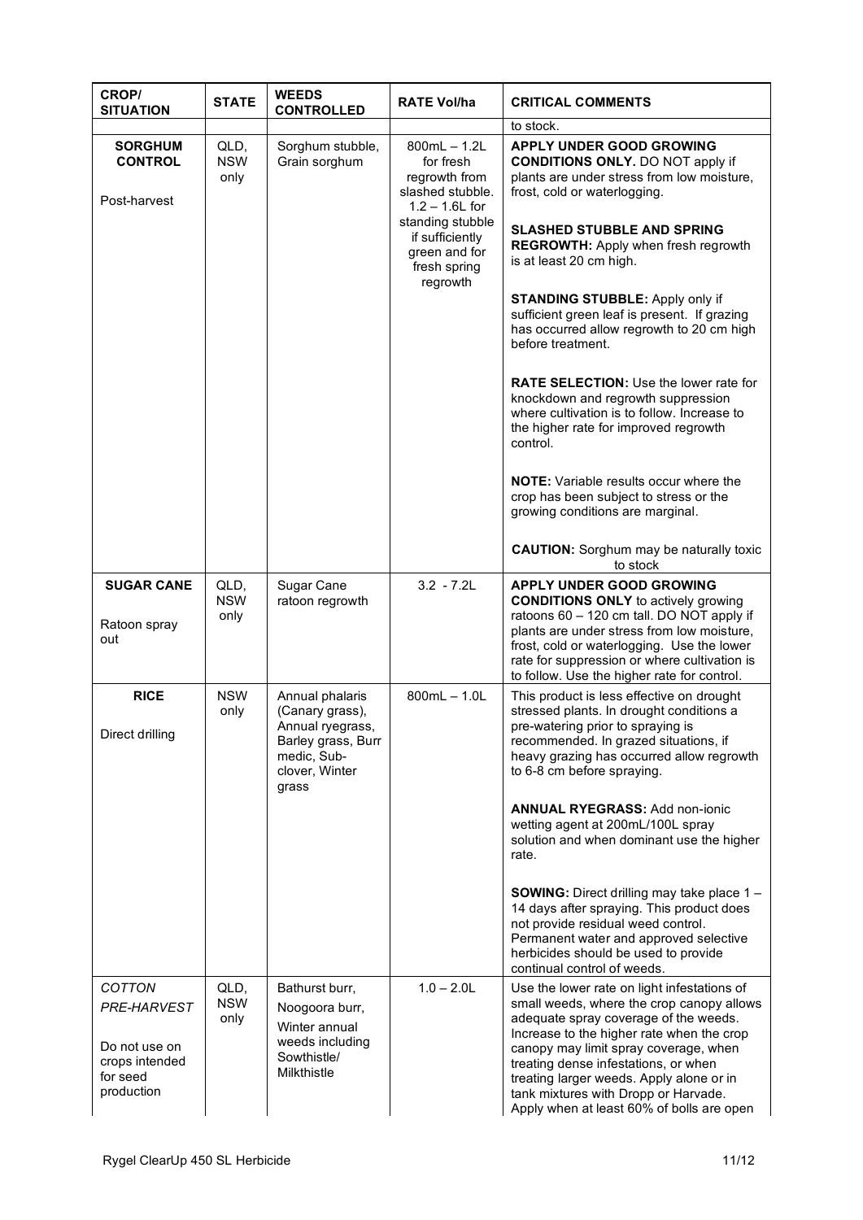| CROP/ SITUATION | STATE | WEEDS CONTROLLED | RATE Vol/ha | CRITICAL COMMENTS |
|---|---|---|---|---|
| | | | | to stock. |
| **SORGHUM CONTROL**<br><br>Post-harvest | QLD, NSW only | Sorghum stubble, Grain sorghum | 800mL – 1.2L for fresh regrowth from slashed stubble. 1.2 – 1.6L for standing stubble if sufficiently green and for fresh spring regrowth | **APPLY UNDER GOOD GROWING CONDITIONS ONLY.** DO NOT apply if plants are under stress from low moisture, frost, cold or waterlogging.<br><br>**SLASHED STUBBLE AND SPRING REGROWTH:** Apply when fresh regrowth is at least 20 cm high.<br><br>**STANDING STUBBLE:** Apply only if sufficient green leaf is present. If grazing has occurred allow regrowth to 20 cm high before treatment.<br><br>**RATE SELECTION:** Use the lower rate for knockdown and regrowth suppression where cultivation is to follow. Increase to the higher rate for improved regrowth control.<br><br>**NOTE:** Variable results occur where the crop has been subject to stress or the growing conditions are marginal.<br><br>**CAUTION:** Sorghum may be naturally toxic to stock |
| **SUGAR CANE**<br><br>Ratoon spray out | QLD, NSW only | Sugar Cane ratoon regrowth | 3.2 - 7.2L | **APPLY UNDER GOOD GROWING CONDITIONS ONLY** to actively growing ratoons 60 – 120 cm tall. DO NOT apply if plants are under stress from low moisture, frost, cold or waterlogging. Use the lower rate for suppression or where cultivation is to follow. Use the higher rate for control. |
| **RICE**<br><br>Direct drilling | NSW only | Annual phalaris (Canary grass), Annual ryegrass, Barley grass, Burr medic, Sub-clover, Winter grass | 800mL – 1.0L | This product is less effective on drought stressed plants. In drought conditions a pre-watering prior to spraying is recommended. In grazed situations, if heavy grazing has occurred allow regrowth to 6-8 cm before spraying.<br><br>**ANNUAL RYEGRASS:** Add non-ionic wetting agent at 200mL/100L spray solution and when dominant use the higher rate.<br><br>**SOWING:** Direct drilling may take place 1 – 14 days after spraying. This product does not provide residual weed control. Permanent water and approved selective herbicides should be used to provide continual control of weeds. |
| *COTTON*<br>*PRE-HARVEST*<br><br>Do not use on crops intended for seed production | QLD, NSW only | Bathurst burr,<br>Noogoora burr,<br>Winter annual weeds including Sowthistle/ Milkthistle | 1.0 – 2.0L | Use the lower rate on light infestations of small weeds, where the crop canopy allows adequate spray coverage of the weeds. Increase to the higher rate when the crop canopy may limit spray coverage, when treating dense infestations, or when treating larger weeds. Apply alone or in tank mixtures with Dropp or Harvade. Apply when at least 60% of bolls are open |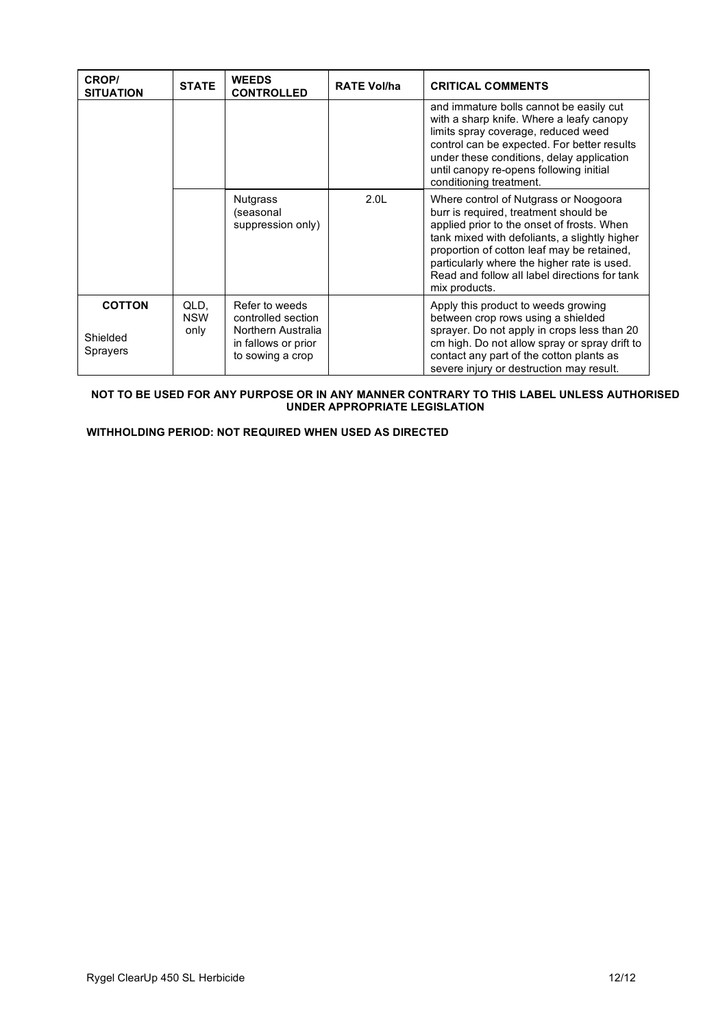| CROP/ SITUATION | STATE | WEEDS CONTROLLED | RATE Vol/ha | CRITICAL COMMENTS |
|---|---|---|---|---|
| | | | | and immature bolls cannot be easily cut with a sharp knife. Where a leafy canopy limits spray coverage, reduced weed control can be expected. For better results under these conditions, delay application until canopy re-opens following initial conditioning treatment. |
| | | Nutgrass (seasonal suppression only) | 2.0L | Where control of Nutgrass or Noogoora burr is required, treatment should be applied prior to the onset of frosts. When tank mixed with defoliants, a slightly higher proportion of cotton leaf may be retained, particularly where the higher rate is used. Read and follow all label directions for tank mix products. |
| **COTTON** Shielded Sprayers | QLD, NSW only | Refer to weeds controlled section Northern Australia in fallows or prior to sowing a crop | | Apply this product to weeds growing between crop rows using a shielded sprayer. Do not apply in crops less than 20 cm high. Do not allow spray or spray drift to contact any part of the cotton plants as severe injury or destruction may result. |

**NOT TO BE USED FOR ANY PURPOSE OR IN ANY MANNER CONTRARY TO THIS LABEL UNLESS AUTHORISED UNDER APPROPRIATE LEGISLATION**

**WITHHOLDING PERIOD: NOT REQUIRED WHEN USED AS DIRECTED**